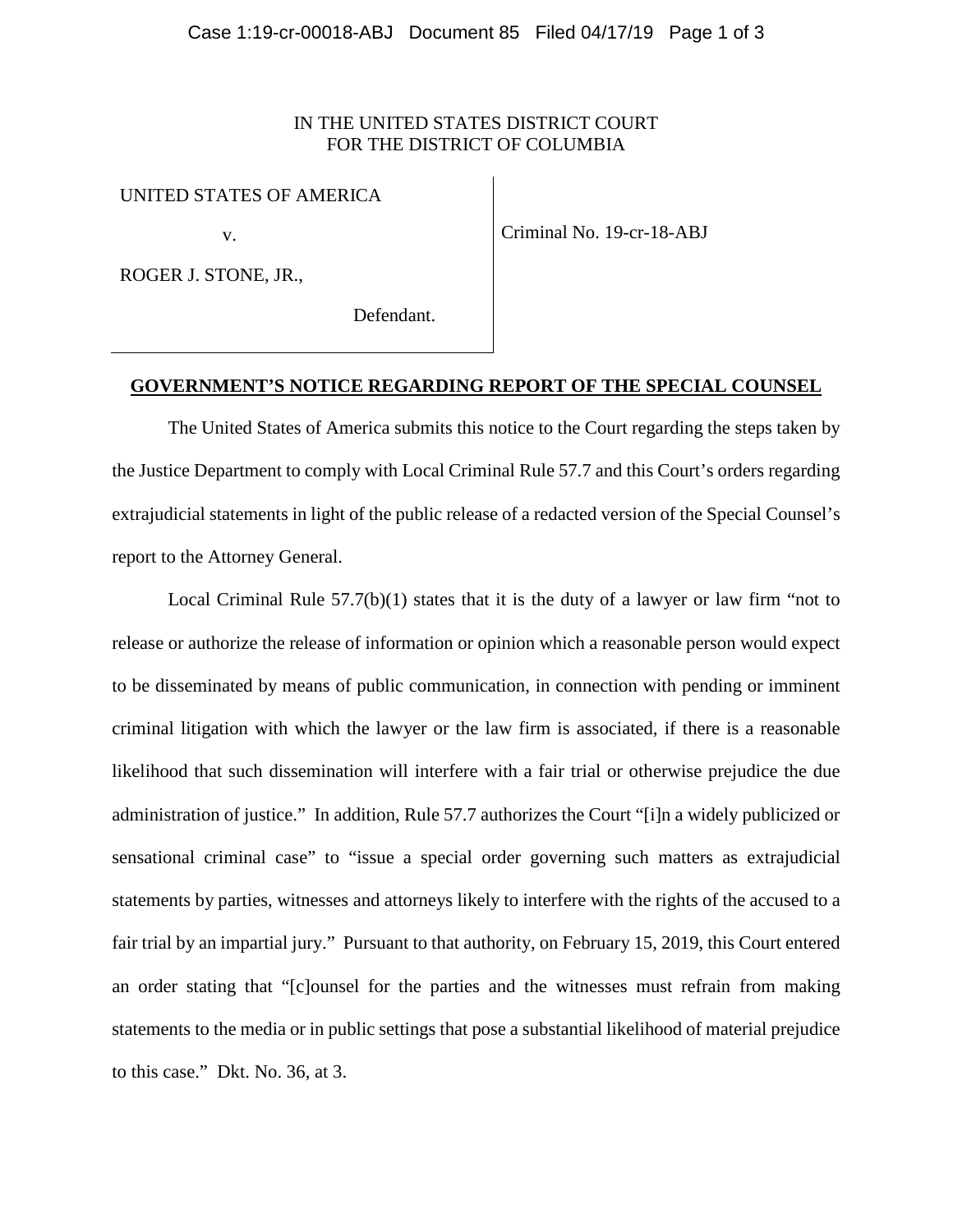IN THE UNITED STATES DISTRICT COURT
FOR THE DISTRICT OF COLUMBIA

| | |
|---|---|
| UNITED STATES OF AMERICA<br><br>v.<br><br>ROGER J. STONE, JR.,<br><br>Defendant. | Criminal No. 19-cr-18-ABJ |

**GOVERNMENT'S NOTICE REGARDING REPORT OF THE SPECIAL COUNSEL**

The United States of America submits this notice to the Court regarding the steps taken by the Justice Department to comply with Local Criminal Rule 57.7 and this Court's orders regarding extrajudicial statements in light of the public release of a redacted version of the Special Counsel's report to the Attorney General.

Local Criminal Rule 57.7(b)(1) states that it is the duty of a lawyer or law firm "not to release or authorize the release of information or opinion which a reasonable person would expect to be disseminated by means of public communication, in connection with pending or imminent criminal litigation with which the lawyer or the law firm is associated, if there is a reasonable likelihood that such dissemination will interfere with a fair trial or otherwise prejudice the due administration of justice." In addition, Rule 57.7 authorizes the Court "[i]n a widely publicized or sensational criminal case" to "issue a special order governing such matters as extrajudicial statements by parties, witnesses and attorneys likely to interfere with the rights of the accused to a fair trial by an impartial jury." Pursuant to that authority, on February 15, 2019, this Court entered an order stating that "[c]ounsel for the parties and the witnesses must refrain from making statements to the media or in public settings that pose a substantial likelihood of material prejudice to this case." Dkt. No. 36, at 3.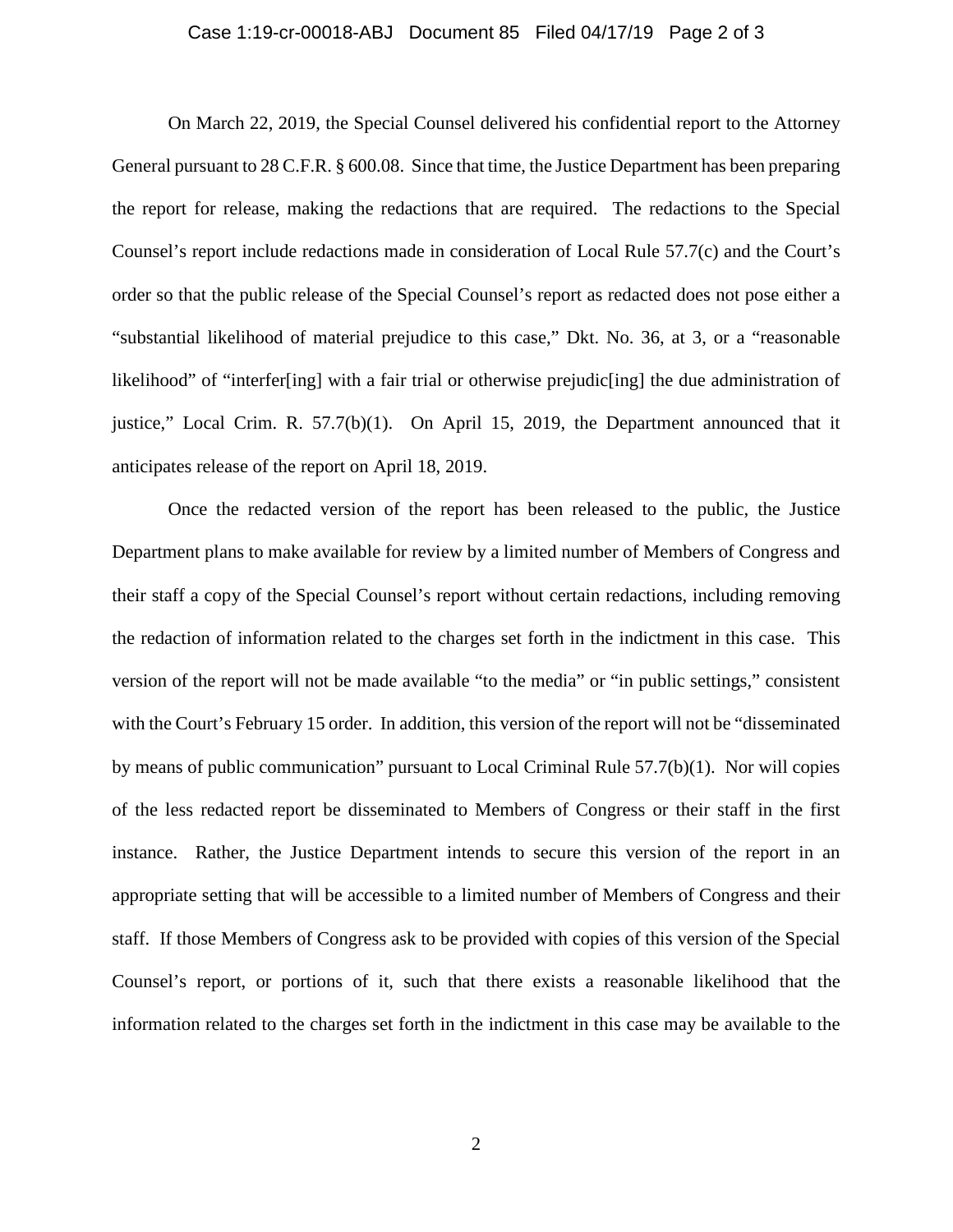On March 22, 2019, the Special Counsel delivered his confidential report to the Attorney General pursuant to 28 C.F.R. § 600.08. Since that time, the Justice Department has been preparing the report for release, making the redactions that are required. The redactions to the Special Counsel's report include redactions made in consideration of Local Rule 57.7(c) and the Court's order so that the public release of the Special Counsel's report as redacted does not pose either a "substantial likelihood of material prejudice to this case," Dkt. No. 36, at 3, or a "reasonable likelihood" of "interfer[ing] with a fair trial or otherwise prejudic[ing] the due administration of justice," Local Crim. R. 57.7(b)(1). On April 15, 2019, the Department announced that it anticipates release of the report on April 18, 2019.

Once the redacted version of the report has been released to the public, the Justice Department plans to make available for review by a limited number of Members of Congress and their staff a copy of the Special Counsel's report without certain redactions, including removing the redaction of information related to the charges set forth in the indictment in this case. This version of the report will not be made available "to the media" or "in public settings," consistent with the Court's February 15 order. In addition, this version of the report will not be "disseminated by means of public communication" pursuant to Local Criminal Rule 57.7(b)(1). Nor will copies of the less redacted report be disseminated to Members of Congress or their staff in the first instance. Rather, the Justice Department intends to secure this version of the report in an appropriate setting that will be accessible to a limited number of Members of Congress and their staff. If those Members of Congress ask to be provided with copies of this version of the Special Counsel's report, or portions of it, such that there exists a reasonable likelihood that the information related to the charges set forth in the indictment in this case may be available to the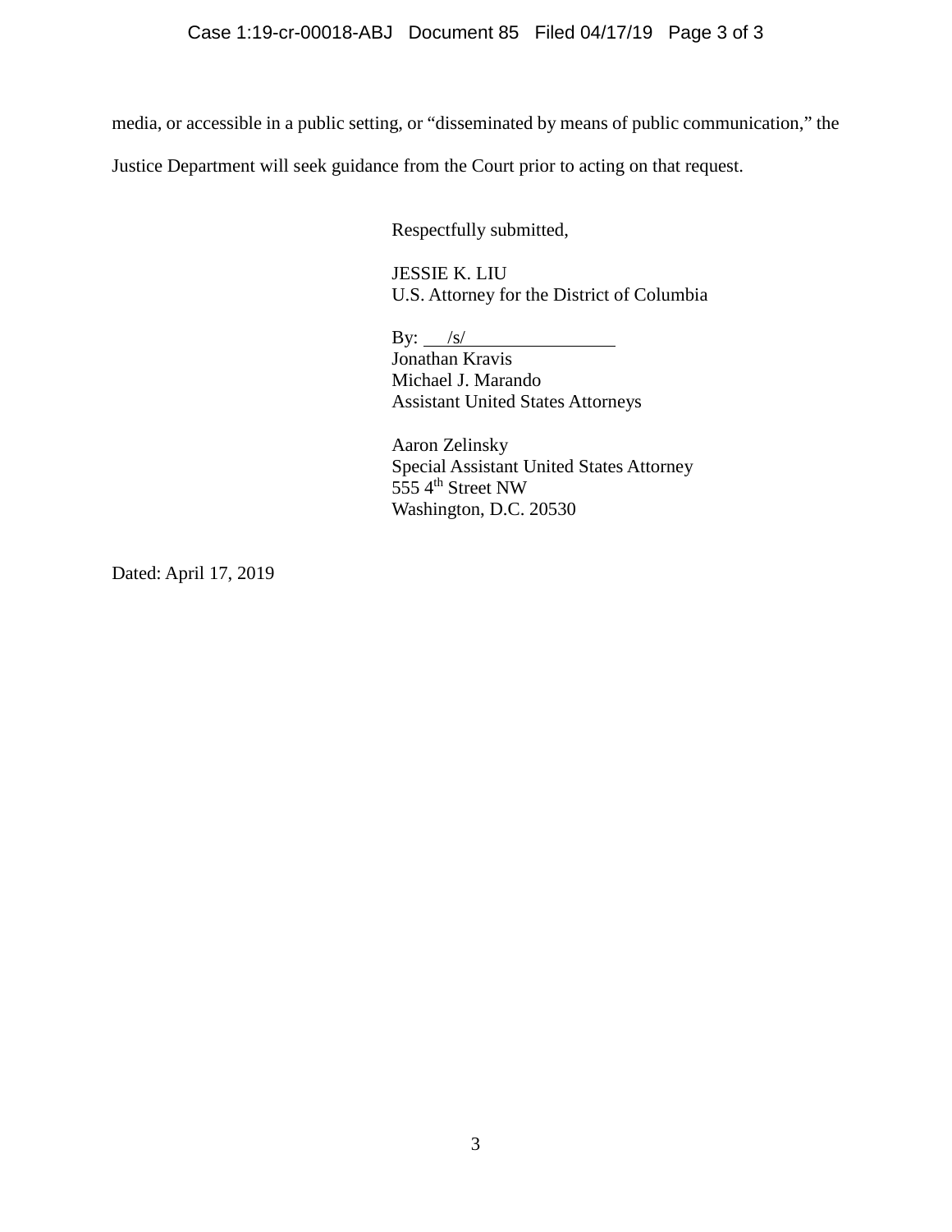media, or accessible in a public setting, or "disseminated by means of public communication," the Justice Department will seek guidance from the Court prior to acting on that request.

Respectfully submitted,

JESSIE K. LIU
U.S. Attorney for the District of Columbia

By: /s/
Jonathan Kravis
Michael J. Marando
Assistant United States Attorneys

Aaron Zelinsky
Special Assistant United States Attorney
555 4th Street NW
Washington, D.C. 20530

Dated: April 17, 2019